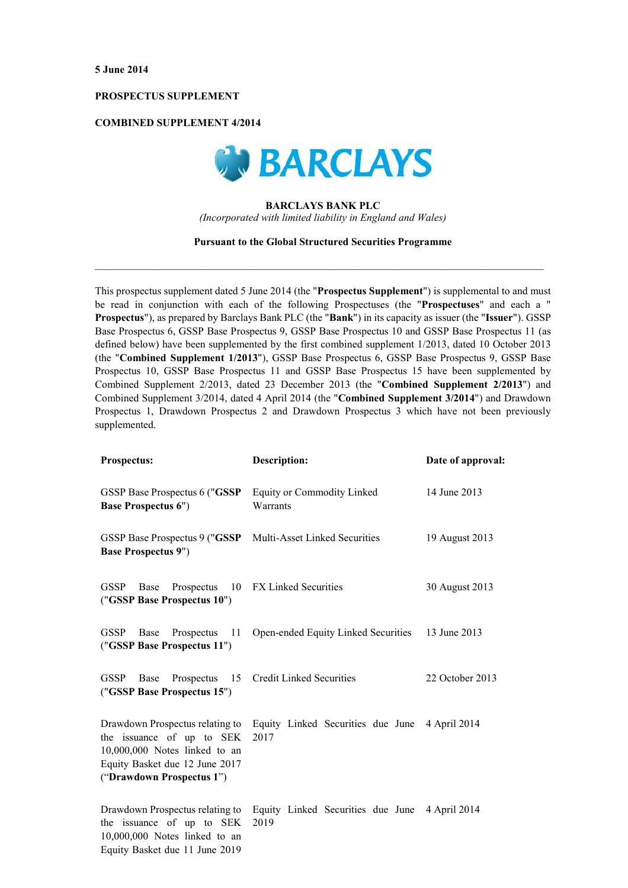**5 June 2014**

**PROSPECTUS SUPPLEMENT**

**COMBINED SUPPLEMENT 4/2014**

**BARCLAYS BANK PLC**

*(Incorporated with limited liability in England and Wales)*

**Pursuant to the Global Structured Securities Programme**

---

This prospectus supplement dated 5 June 2014 (the "**Prospectus Supplement**") is supplemental to and must be read in conjunction with each of the following Prospectuses (the "**Prospectuses**" and each a "**Prospectus**"), as prepared by Barclays Bank PLC (the "**Bank**") in its capacity as issuer (the "**Issuer**"). GSSP Base Prospectus 6, GSSP Base Prospectus 9, GSSP Base Prospectus 10 and GSSP Base Prospectus 11 (as defined below) have been supplemented by the first combined supplement 1/2013, dated 10 October 2013 (the "**Combined Supplement 1/2013**"), GSSP Base Prospectus 6, GSSP Base Prospectus 9, GSSP Base Prospectus 10, GSSP Base Prospectus 11 and GSSP Base Prospectus 15 have been supplemented by Combined Supplement 2/2013, dated 23 December 2013 (the "**Combined Supplement 2/2013**") and Combined Supplement 3/2014, dated 4 April 2014 (the "**Combined Supplement 3/2014**") and Drawdown Prospectus 1, Drawdown Prospectus 2 and Drawdown Prospectus 3 which have not been previously supplemented.

| **Prospectus:** | **Description:** | **Date of approval:** |
|---|---|---|
| GSSP Base Prospectus 6 ("**GSSP Base Prospectus 6**") | Equity or Commodity Linked Warrants | 14 June 2013 |
| GSSP Base Prospectus 9 ("**GSSP Base Prospectus 9**") | Multi-Asset Linked Securities | 19 August 2013 |
| GSSP Base Prospectus 10 ("**GSSP Base Prospectus 10**") | FX Linked Securities | 30 August 2013 |
| GSSP Base Prospectus 11 ("**GSSP Base Prospectus 11**") | Open-ended Equity Linked Securities | 13 June 2013 |
| GSSP Base Prospectus 15 ("**GSSP Base Prospectus 15**") | Credit Linked Securities | 22 October 2013 |
| Drawdown Prospectus relating to the issuance of up to SEK 10,000,000 Notes linked to an Equity Basket due 12 June 2017 ("**Drawdown Prospectus 1**") | Equity Linked Securities due June 2017 | 4 April 2014 |
| Drawdown Prospectus relating to the issuance of up to SEK 10,000,000 Notes linked to an Equity Basket due 11 June 2019 | Equity Linked Securities due June 2019 | 4 April 2014 |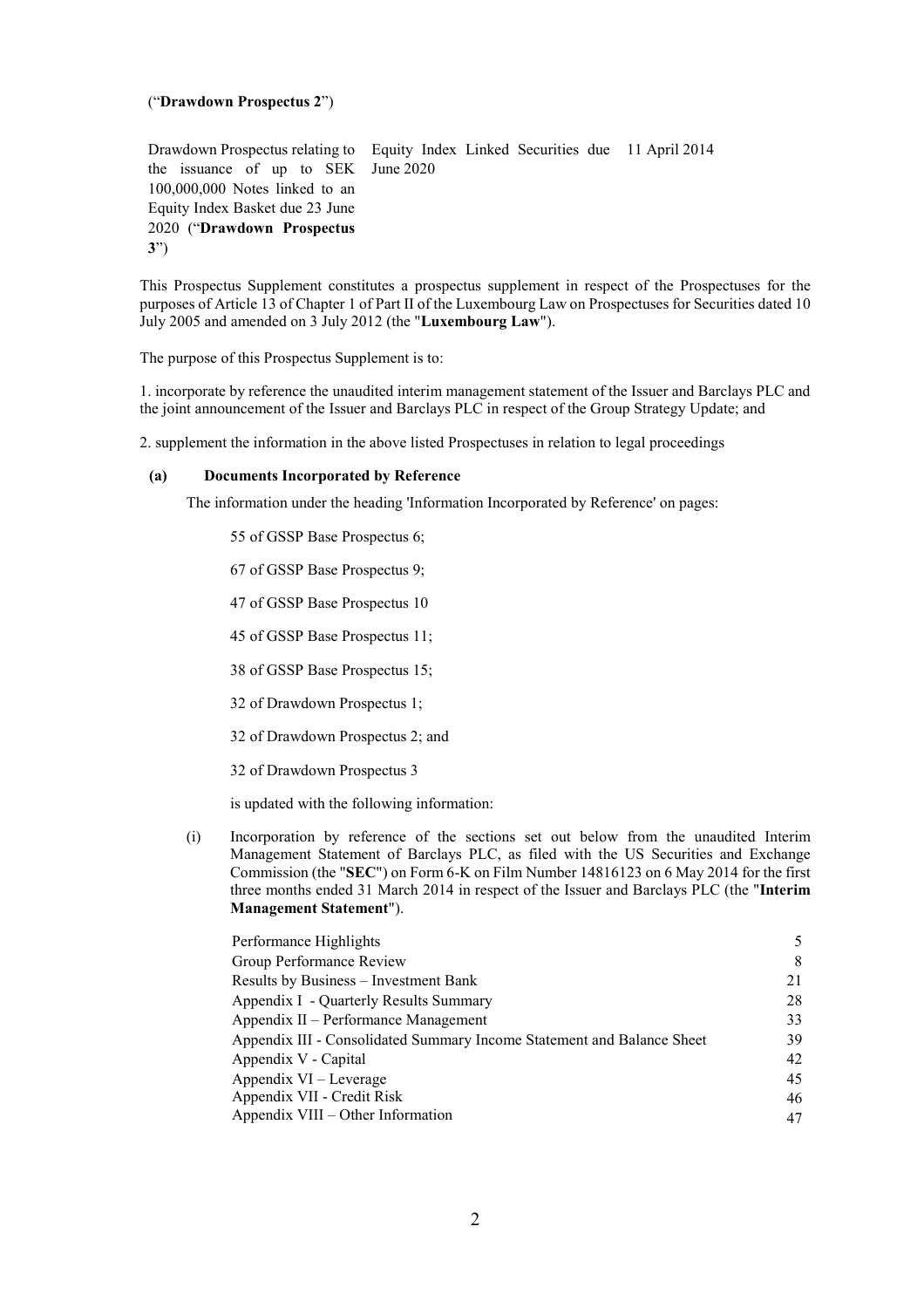("**Drawdown Prospectus 2**")

| | | |
|---|---|---|
| Drawdown Prospectus relating to the issuance of up to SEK 100,000,000 Notes linked to an Equity Index Basket due 23 June 2020 ("**Drawdown Prospectus 3**") | Equity Index Linked Securities due June 2020 | 11 April 2014 |

This Prospectus Supplement constitutes a prospectus supplement in respect of the Prospectuses for the purposes of Article 13 of Chapter 1 of Part II of the Luxembourg Law on Prospectuses for Securities dated 10 July 2005 and amended on 3 July 2012 (the "**Luxembourg Law**").

The purpose of this Prospectus Supplement is to:

1. incorporate by reference the unaudited interim management statement of the Issuer and Barclays PLC and the joint announcement of the Issuer and Barclays PLC in respect of the Group Strategy Update; and

2. supplement the information in the above listed Prospectuses in relation to legal proceedings

**(a) Documents Incorporated by Reference**

The information under the heading 'Information Incorporated by Reference' on pages:

55 of GSSP Base Prospectus 6;

67 of GSSP Base Prospectus 9;

47 of GSSP Base Prospectus 10

45 of GSSP Base Prospectus 11;

38 of GSSP Base Prospectus 15;

32 of Drawdown Prospectus 1;

32 of Drawdown Prospectus 2; and

32 of Drawdown Prospectus 3

is updated with the following information:

(i) Incorporation by reference of the sections set out below from the unaudited Interim Management Statement of Barclays PLC, as filed with the US Securities and Exchange Commission (the "**SEC**") on Form 6-K on Film Number 14816123 on 6 May 2014 for the first three months ended 31 March 2014 in respect of the Issuer and Barclays PLC (the "**Interim Management Statement**").

| | |
|---|---|
| Performance Highlights | 5 |
| Group Performance Review | 8 |
| Results by Business – Investment Bank | 21 |
| Appendix I - Quarterly Results Summary | 28 |
| Appendix II – Performance Management | 33 |
| Appendix III - Consolidated Summary Income Statement and Balance Sheet | 39 |
| Appendix V - Capital | 42 |
| Appendix VI – Leverage | 45 |
| Appendix VII - Credit Risk | 46 |
| Appendix VIII – Other Information | 47 |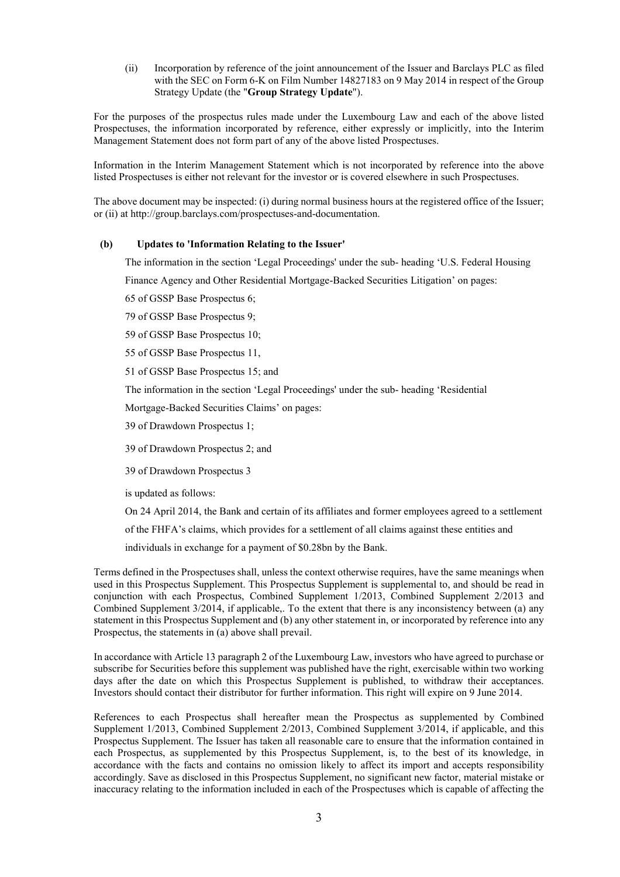(ii) Incorporation by reference of the joint announcement of the Issuer and Barclays PLC as filed with the SEC on Form 6-K on Film Number 14827183 on 9 May 2014 in respect of the Group Strategy Update (the "**Group Strategy Update**").

For the purposes of the prospectus rules made under the Luxembourg Law and each of the above listed Prospectuses, the information incorporated by reference, either expressly or implicitly, into the Interim Management Statement does not form part of any of the above listed Prospectuses.

Information in the Interim Management Statement which is not incorporated by reference into the above listed Prospectuses is either not relevant for the investor or is covered elsewhere in such Prospectuses.

The above document may be inspected: (i) during normal business hours at the registered office of the Issuer; or (ii) at http://group.barclays.com/prospectuses-and-documentation.

**(b) Updates to 'Information Relating to the Issuer'**

The information in the section 'Legal Proceedings' under the sub- heading 'U.S. Federal Housing Finance Agency and Other Residential Mortgage-Backed Securities Litigation' on pages:

65 of GSSP Base Prospectus 6;

79 of GSSP Base Prospectus 9;

59 of GSSP Base Prospectus 10;

55 of GSSP Base Prospectus 11,

51 of GSSP Base Prospectus 15; and

The information in the section 'Legal Proceedings' under the sub- heading 'Residential Mortgage-Backed Securities Claims' on pages:

39 of Drawdown Prospectus 1;

39 of Drawdown Prospectus 2; and

39 of Drawdown Prospectus 3

is updated as follows:

On 24 April 2014, the Bank and certain of its affiliates and former employees agreed to a settlement of the FHFA's claims, which provides for a settlement of all claims against these entities and individuals in exchange for a payment of $0.28bn by the Bank.

Terms defined in the Prospectuses shall, unless the context otherwise requires, have the same meanings when used in this Prospectus Supplement. This Prospectus Supplement is supplemental to, and should be read in conjunction with each Prospectus, Combined Supplement 1/2013, Combined Supplement 2/2013 and Combined Supplement 3/2014, if applicable,. To the extent that there is any inconsistency between (a) any statement in this Prospectus Supplement and (b) any other statement in, or incorporated by reference into any Prospectus, the statements in (a) above shall prevail.

In accordance with Article 13 paragraph 2 of the Luxembourg Law, investors who have agreed to purchase or subscribe for Securities before this supplement was published have the right, exercisable within two working days after the date on which this Prospectus Supplement is published, to withdraw their acceptances. Investors should contact their distributor for further information. This right will expire on 9 June 2014.

References to each Prospectus shall hereafter mean the Prospectus as supplemented by Combined Supplement 1/2013, Combined Supplement 2/2013, Combined Supplement 3/2014, if applicable, and this Prospectus Supplement. The Issuer has taken all reasonable care to ensure that the information contained in each Prospectus, as supplemented by this Prospectus Supplement, is, to the best of its knowledge, in accordance with the facts and contains no omission likely to affect its import and accepts responsibility accordingly. Save as disclosed in this Prospectus Supplement, no significant new factor, material mistake or inaccuracy relating to the information included in each of the Prospectuses which is capable of affecting the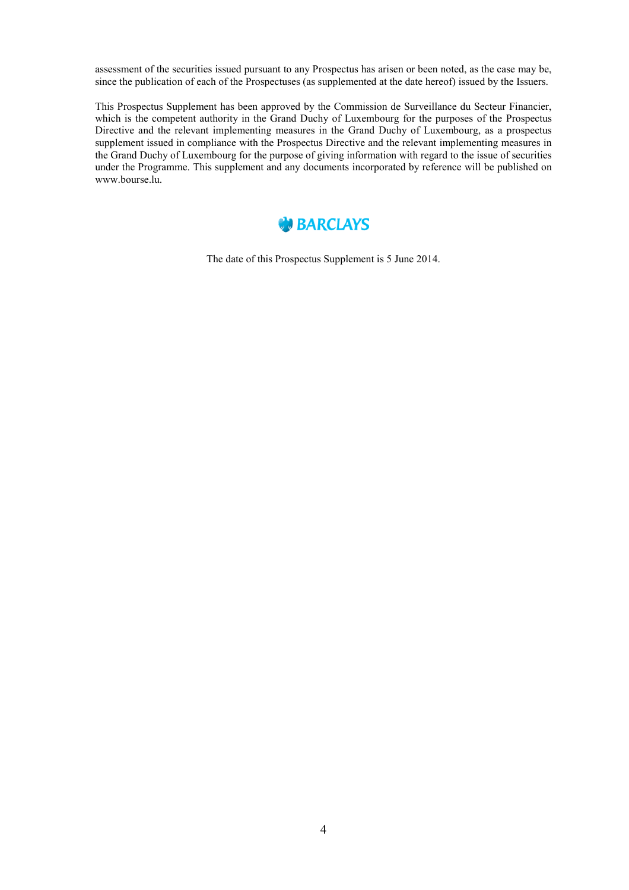assessment of the securities issued pursuant to any Prospectus has arisen or been noted, as the case may be, since the publication of each of the Prospectuses (as supplemented at the date hereof) issued by the Issuers.

This Prospectus Supplement has been approved by the Commission de Surveillance du Secteur Financier, which is the competent authority in the Grand Duchy of Luxembourg for the purposes of the Prospectus Directive and the relevant implementing measures in the Grand Duchy of Luxembourg, as a prospectus supplement issued in compliance with the Prospectus Directive and the relevant implementing measures in the Grand Duchy of Luxembourg for the purpose of giving information with regard to the issue of securities under the Programme. This supplement and any documents incorporated by reference will be published on www.bourse.lu.

BARCLAYS

The date of this Prospectus Supplement is 5 June 2014.